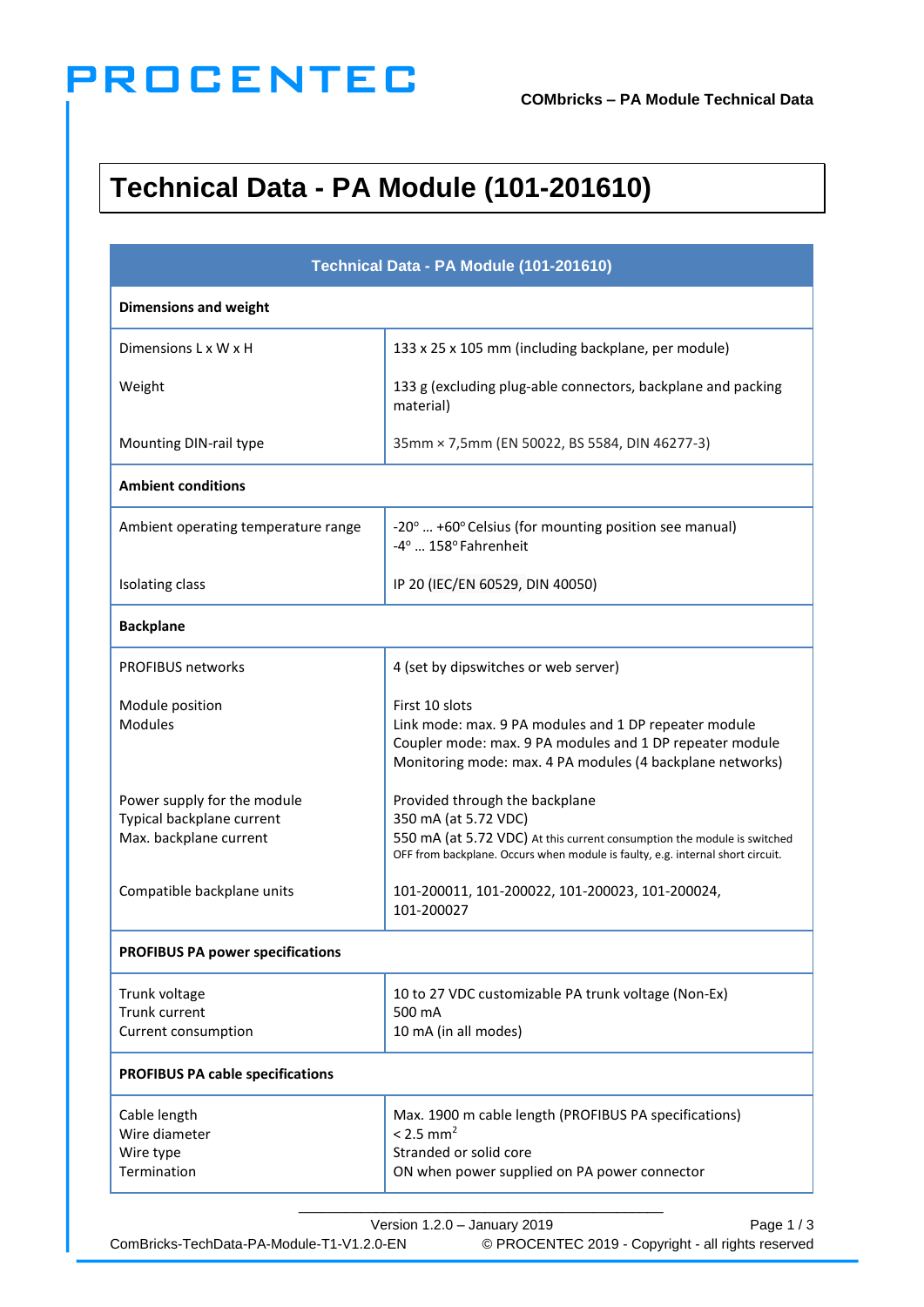# Technical Data - PA Module (101-201610)

| Technical Data - PA Module (101-201610) | |
|---|---|
| **Dimensions and weight** | |
| Dimensions L x W x H | 133 x 25 x 105 mm (including backplane, per module) |
| Weight | 133 g (excluding plug-able connectors, backplane and packing material) |
| Mounting DIN-rail type | 35mm × 7,5mm (EN 50022, BS 5584, DIN 46277-3) |
| **Ambient conditions** | |
| Ambient operating temperature range | -20° … +60° Celsius (for mounting position see manual)<br>-4° … 158° Fahrenheit |
| Isolating class | IP 20 (IEC/EN 60529, DIN 40050) |
| **Backplane** | |
| PROFIBUS networks | 4 (set by dipswitches or web server) |
| Module position<br>Modules | First 10 slots<br>Link mode: max. 9 PA modules and 1 DP repeater module<br>Coupler mode: max. 9 PA modules and 1 DP repeater module<br>Monitoring mode: max. 4 PA modules (4 backplane networks) |
| Power supply for the module<br>Typical backplane current<br>Max. backplane current | Provided through the backplane<br>350 mA (at 5.72 VDC)<br>550 mA (at 5.72 VDC) At this current consumption the module is switched OFF from backplane. Occurs when module is faulty, e.g. internal short circuit. |
| Compatible backplane units | 101-200011, 101-200022, 101-200023, 101-200024, 101-200027 |
| **PROFIBUS PA power specifications** | |
| Trunk voltage<br>Trunk current<br>Current consumption | 10 to 27 VDC customizable PA trunk voltage (Non-Ex)<br>500 mA<br>10 mA (in all modes) |
| **PROFIBUS PA cable specifications** | |
| Cable length<br>Wire diameter<br>Wire type<br>Termination | Max. 1900 m cable length (PROFIBUS PA specifications)<br>< 2.5 mm²<br>Stranded or solid core<br>ON when power supplied on PA power connector |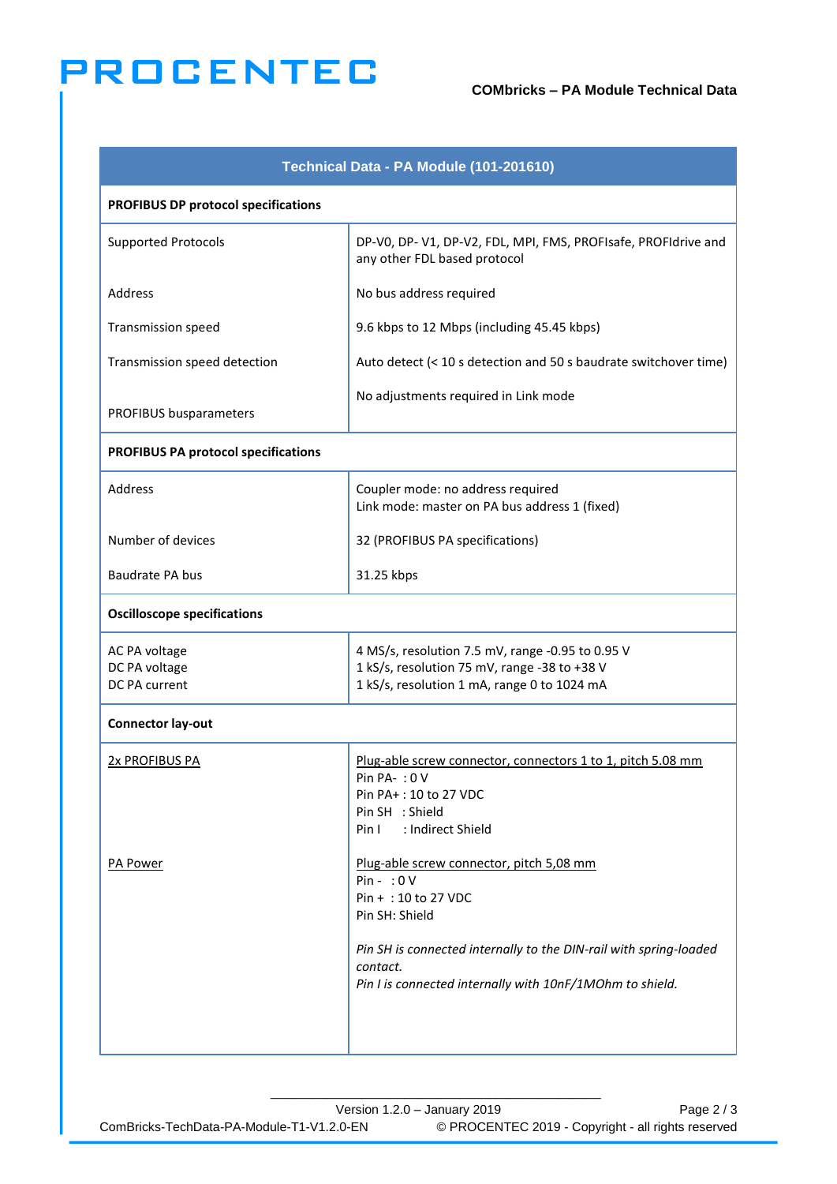| Technical Data - PA Module (101-201610) | |
|---|---|
| **PROFIBUS DP protocol specifications** | |
| Supported Protocols | DP-V0, DP- V1, DP-V2, FDL, MPI, FMS, PROFIsafe, PROFIdrive and any other FDL based protocol |
| Address | No bus address required |
| Transmission speed | 9.6 kbps to 12 Mbps (including 45.45 kbps) |
| Transmission speed detection | Auto detect (< 10 s detection and 50 s baudrate switchover time) |
| PROFIBUS busparameters | No adjustments required in Link mode |
| **PROFIBUS PA protocol specifications** | |
| Address | Coupler mode: no address required<br>Link mode: master on PA bus address 1 (fixed) |
| Number of devices | 32 (PROFIBUS PA specifications) |
| Baudrate PA bus | 31.25 kbps |
| **Oscilloscope specifications** | |
| AC PA voltage<br>DC PA voltage<br>DC PA current | 4 MS/s, resolution 7.5 mV, range -0.95 to 0.95 V<br>1 kS/s, resolution 75 mV, range -38 to +38 V<br>1 kS/s, resolution 1 mA, range 0 to 1024 mA |
| **Connector lay-out** | |
| <u>2x PROFIBUS PA</u> | <u>Plug-able screw connector, connectors 1 to 1, pitch 5.08 mm</u><br>Pin PA- : 0 V<br>Pin PA+ : 10 to 27 VDC<br>Pin SH : Shield<br>Pin I : Indirect Shield |
| <u>PA Power</u> | <u>Plug-able screw connector, pitch 5,08 mm</u><br>Pin - : 0 V<br>Pin + : 10 to 27 VDC<br>Pin SH: Shield<br><br>*Pin SH is connected internally to the DIN-rail with spring-loaded contact.*<br>*Pin I is connected internally with 10nF/1MOhm to shield.* |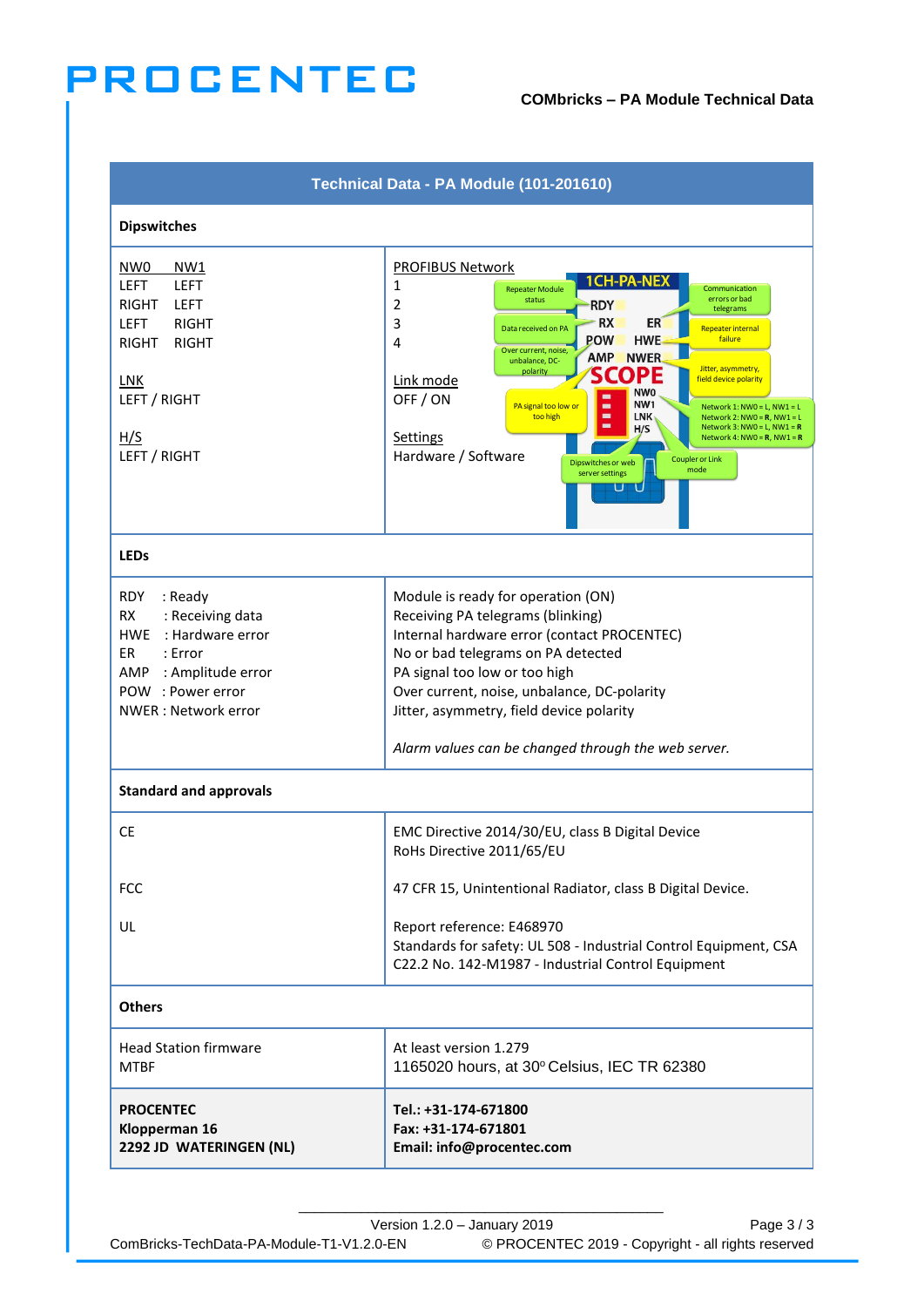## Technical Data - PA Module (101-201610)

| | |
|---|---|
| **Dipswitches** | |
| NW0 NW1<br>LEFT LEFT<br>RIGHT LEFT<br>LEFT RIGHT<br>RIGHT RIGHT<br><br>LNK<br>LEFT / RIGHT<br><br>H/S<br>LEFT / RIGHT | PROFIBUS Network<br>1<br>2<br>3<br>4<br><br>Link mode<br>OFF / ON<br><br>Settings<br>Hardware / Software |
| **LEDs** | |
| RDY : Ready<br>RX : Receiving data<br>HWE : Hardware error<br>ER : Error<br>AMP : Amplitude error<br>POW : Power error<br>NWER : Network error | Module is ready for operation (ON)<br>Receiving PA telegrams (blinking)<br>Internal hardware error (contact PROCENTEC)<br>No or bad telegrams on PA detected<br>PA signal too low or too high<br>Over current, noise, unbalance, DC-polarity<br>Jitter, asymmetry, field device polarity<br><br>*Alarm values can be changed through the web server.* |
| **Standard and approvals** | |
| CE | EMC Directive 2014/30/EU, class B Digital Device<br>RoHs Directive 2011/65/EU |
| FCC | 47 CFR 15, Unintentional Radiator, class B Digital Device. |
| UL | Report reference: E468970<br>Standards for safety: UL 508 - Industrial Control Equipment, CSA C22.2 No. 142-M1987 - Industrial Control Equipment |
| **Others** | |
| Head Station firmware<br>MTBF | At least version 1.279<br>1165020 hours, at 30° Celsius, IEC TR 62380 |
| **PROCENTEC**<br>**Klopperman 16**<br>**2292 JD WATERINGEN (NL)** | **Tel.: +31-174-671800**<br>**Fax: +31-174-671801**<br>**Email: info@procentec.com** |

1CH-PA-NEX
SCOPE
RDY
RX ER
POW HWE
AMP NWER
NW0
NW1
LNK
H/S
Repeater Module status
Data received on PA
Over current, noise, unbalance, DC-polarity
PA signal too low or too high
Dipswitches or web server settings
Coupler or Link mode
Communication errors or bad telegrams
Repeater internal failure
Jitter, asymmetry, field device polarity
Network 1: NW0 = L, NW1 = L
Network 2: NW0 = R, NW1 = L
Network 3: NW0 = L, NW1 = R
Network 4: NW0 = R, NW1 = R